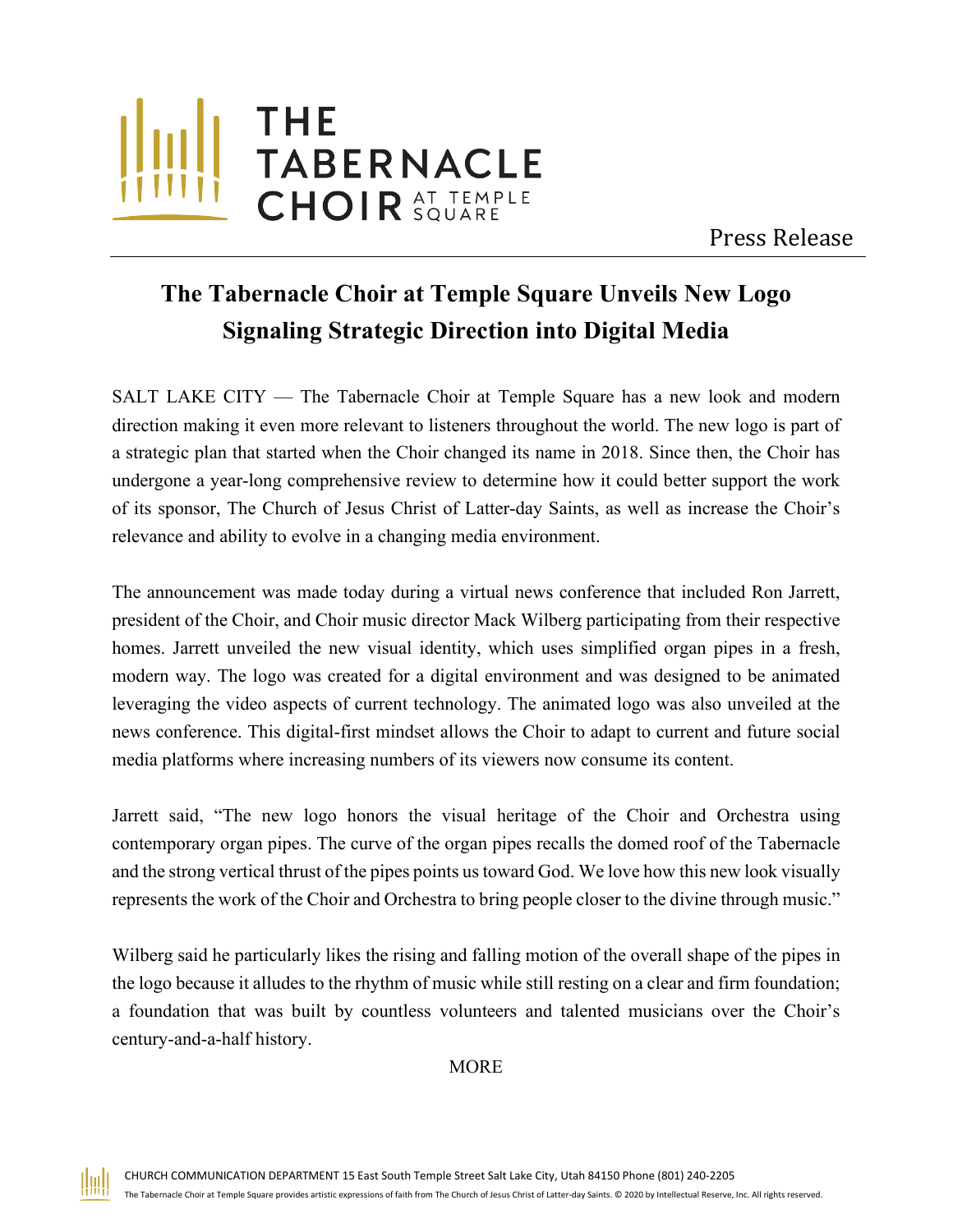THE TABERNACLE CHOIR AT TEMPLE SQUARE

Press Release

# The Tabernacle Choir at Temple Square Unveils New Logo Signaling Strategic Direction into Digital Media

SALT LAKE CITY — The Tabernacle Choir at Temple Square has a new look and modern direction making it even more relevant to listeners throughout the world. The new logo is part of a strategic plan that started when the Choir changed its name in 2018. Since then, the Choir has undergone a year-long comprehensive review to determine how it could better support the work of its sponsor, The Church of Jesus Christ of Latter-day Saints, as well as increase the Choir's relevance and ability to evolve in a changing media environment.

The announcement was made today during a virtual news conference that included Ron Jarrett, president of the Choir, and Choir music director Mack Wilberg participating from their respective homes. Jarrett unveiled the new visual identity, which uses simplified organ pipes in a fresh, modern way. The logo was created for a digital environment and was designed to be animated leveraging the video aspects of current technology. The animated logo was also unveiled at the news conference. This digital-first mindset allows the Choir to adapt to current and future social media platforms where increasing numbers of its viewers now consume its content.

Jarrett said, "The new logo honors the visual heritage of the Choir and Orchestra using contemporary organ pipes. The curve of the organ pipes recalls the domed roof of the Tabernacle and the strong vertical thrust of the pipes points us toward God. We love how this new look visually represents the work of the Choir and Orchestra to bring people closer to the divine through music."

Wilberg said he particularly likes the rising and falling motion of the overall shape of the pipes in the logo because it alludes to the rhythm of music while still resting on a clear and firm foundation; a foundation that was built by countless volunteers and talented musicians over the Choir's century-and-a-half history.

MORE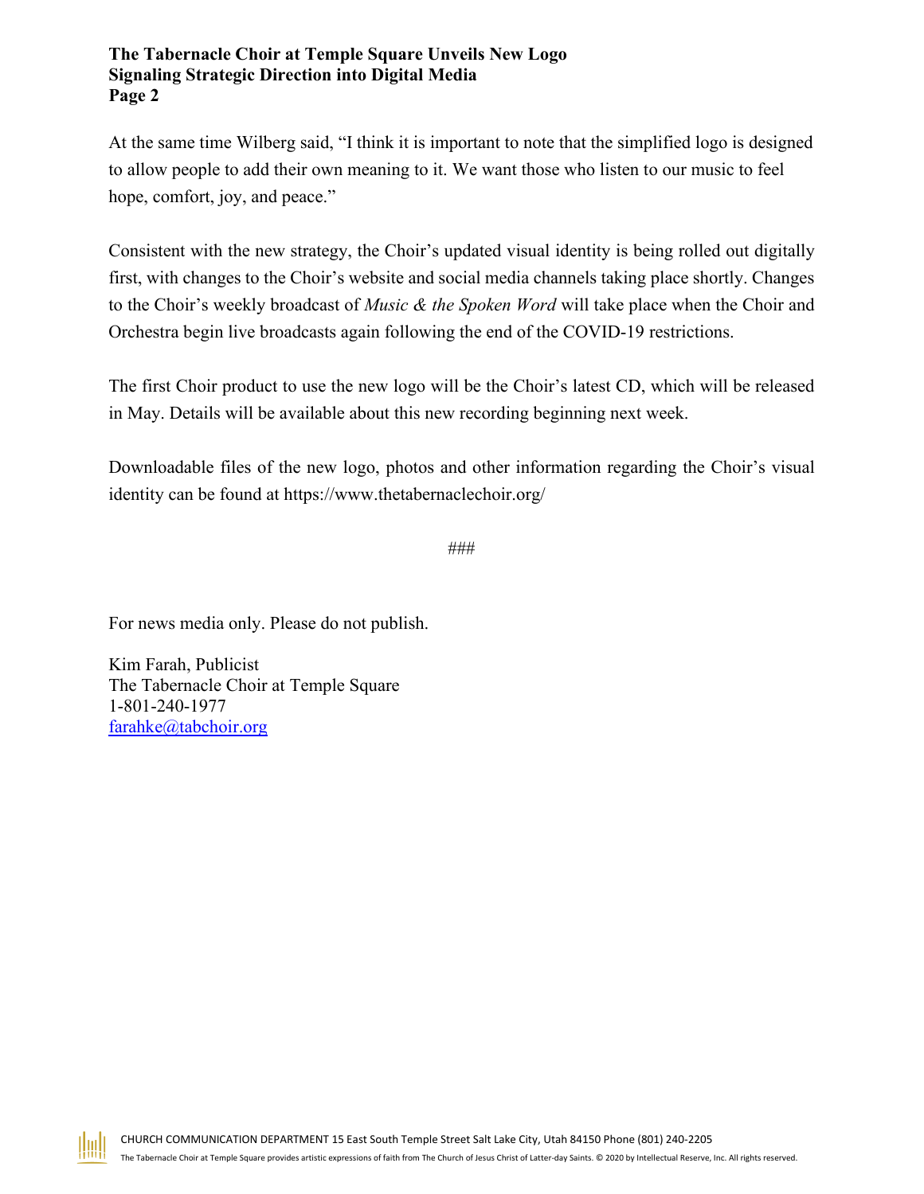At the same time Wilberg said, "I think it is important to note that the simplified logo is designed to allow people to add their own meaning to it. We want those who listen to our music to feel hope, comfort, joy, and peace."

Consistent with the new strategy, the Choir's updated visual identity is being rolled out digitally first, with changes to the Choir's website and social media channels taking place shortly. Changes to the Choir's weekly broadcast of *Music & the Spoken Word* will take place when the Choir and Orchestra begin live broadcasts again following the end of the COVID-19 restrictions.

The first Choir product to use the new logo will be the Choir's latest CD, which will be released in May. Details will be available about this new recording beginning next week.

Downloadable files of the new logo, photos and other information regarding the Choir's visual identity can be found at https://www.thetabernaclechoir.org/

###

For news media only. Please do not publish.

Kim Farah, Publicist
The Tabernacle Choir at Temple Square
1-801-240-1977
farahke@tabchoir.org

CHURCH COMMUNICATION DEPARTMENT 15 East South Temple Street Salt Lake City, Utah 84150 Phone (801) 240-2205
The Tabernacle Choir at Temple Square provides artistic expressions of faith from The Church of Jesus Christ of Latter-day Saints. © 2020 by Intellectual Reserve, Inc. All rights reserved.